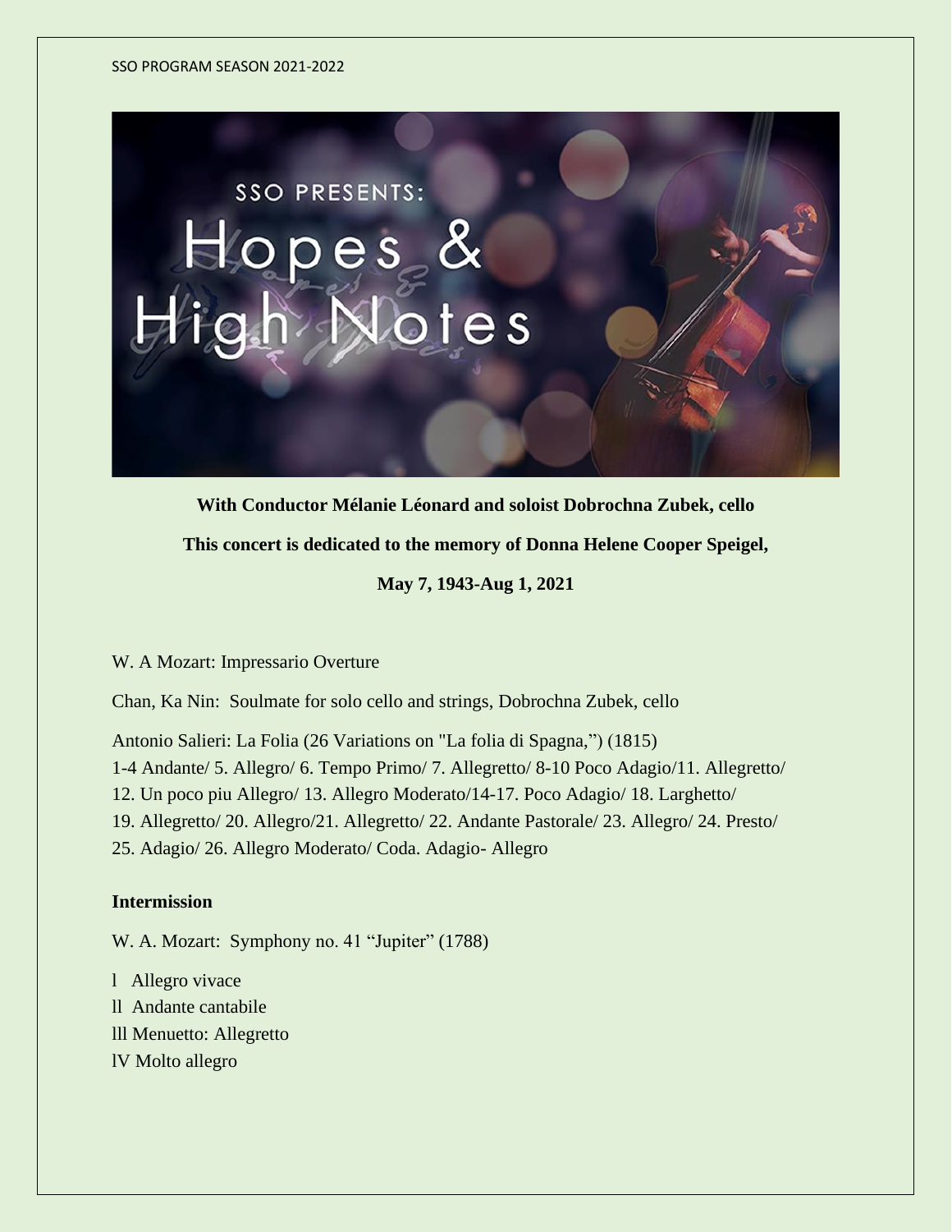SSO PRESENTS: Hopes & High Notes

**With Conductor Mélanie Léonard and soloist Dobrochna Zubek, cello**

**This concert is dedicated to the memory of Donna Helene Cooper Speigel,**

**May 7, 1943-Aug 1, 2021**

W. A Mozart: Impressario Overture

Chan, Ka Nin: Soulmate for solo cello and strings, Dobrochna Zubek, cello

Antonio Salieri: La Folia (26 Variations on "La folia di Spagna,") (1815)
1-4 Andante/ 5. Allegro/ 6. Tempo Primo/ 7. Allegretto/ 8-10 Poco Adagio/11. Allegretto/
12. Un poco piu Allegro/ 13. Allegro Moderato/14-17. Poco Adagio/ 18. Larghetto/
19. Allegretto/ 20. Allegro/21. Allegretto/ 22. Andante Pastorale/ 23. Allegro/ 24. Presto/
25. Adagio/ 26. Allegro Moderato/ Coda. Adagio- Allegro

**Intermission**

W. A. Mozart: Symphony no. 41 "Jupiter" (1788)

l Allegro vivace
ll Andante cantabile
lll Menuetto: Allegretto
lV Molto allegro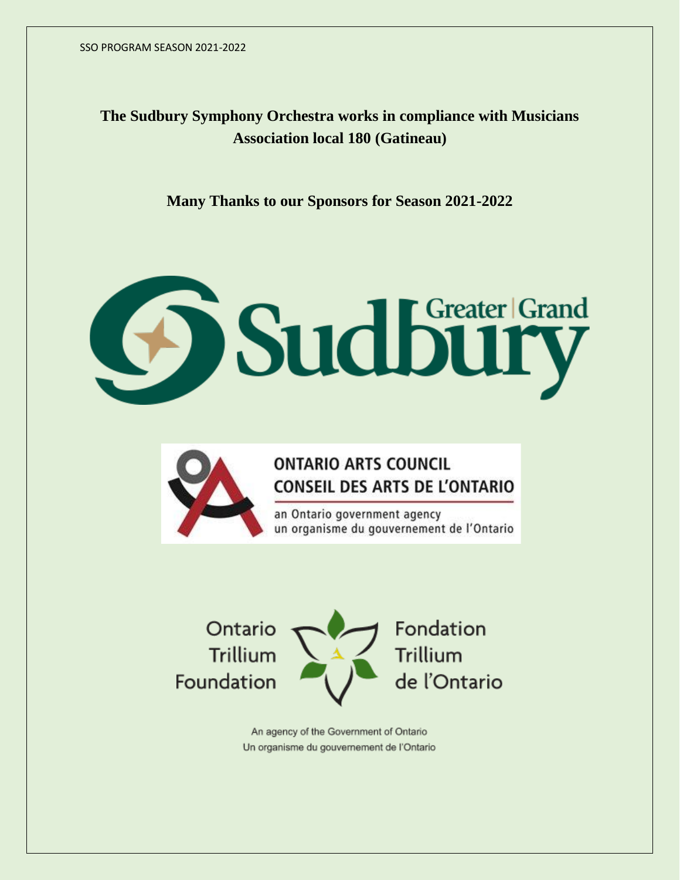**The Sudbury Symphony Orchestra works in compliance with Musicians Association local 180 (Gatineau)**

**Many Thanks to our Sponsors for Season 2021-2022**

Greater | Grand Sudbury

ONTARIO ARTS COUNCIL
CONSEIL DES ARTS DE L'ONTARIO

an Ontario government agency
un organisme du gouvernement de l'Ontario

Ontario Trillium Foundation

Fondation Trillium de l'Ontario

An agency of the Government of Ontario
Un organisme du gouvernement de l'Ontario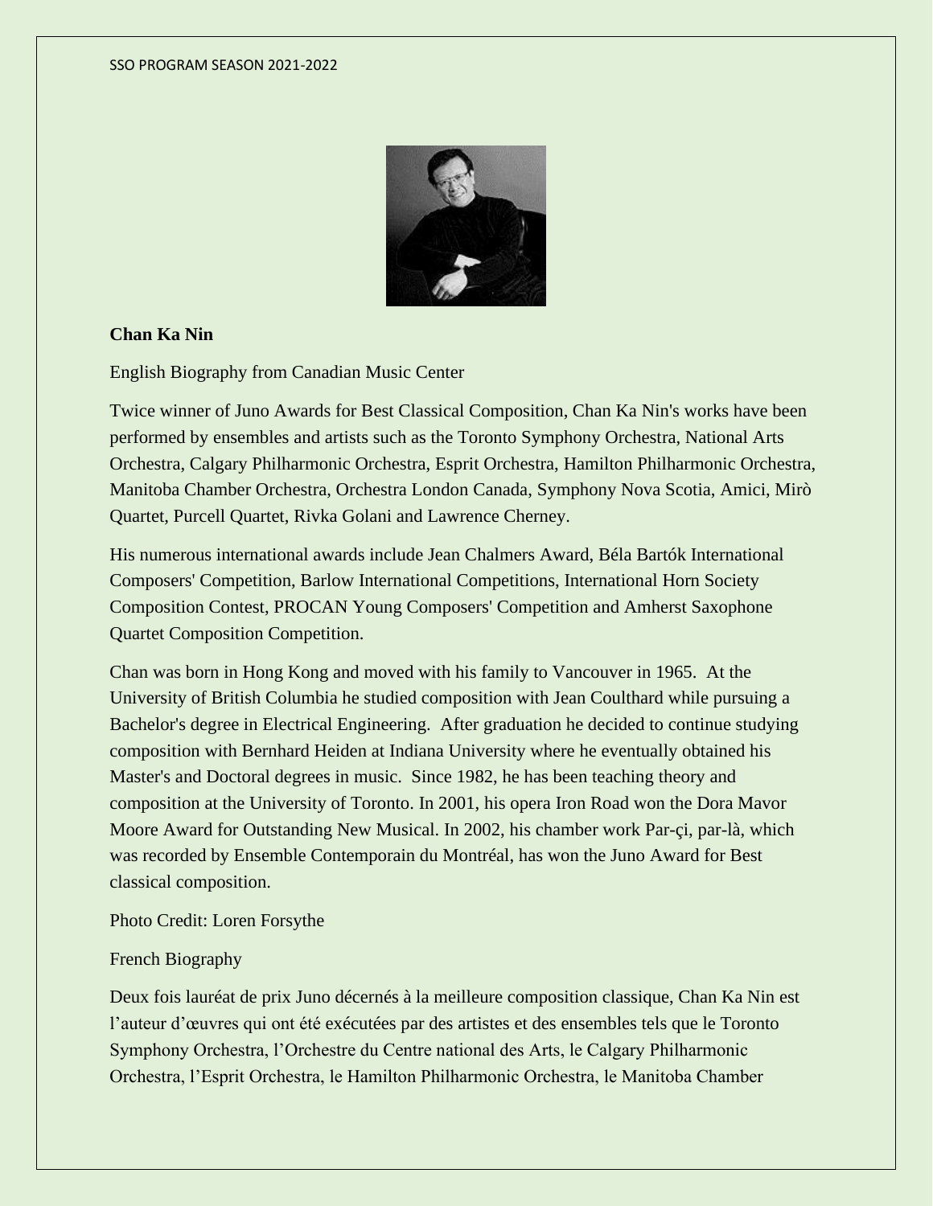**Chan Ka Nin**

English Biography from Canadian Music Center

Twice winner of Juno Awards for Best Classical Composition, Chan Ka Nin's works have been performed by ensembles and artists such as the Toronto Symphony Orchestra, National Arts Orchestra, Calgary Philharmonic Orchestra, Esprit Orchestra, Hamilton Philharmonic Orchestra, Manitoba Chamber Orchestra, Orchestra London Canada, Symphony Nova Scotia, Amici, Mirò Quartet, Purcell Quartet, Rivka Golani and Lawrence Cherney.

His numerous international awards include Jean Chalmers Award, Béla Bartók International Composers' Competition, Barlow International Competitions, International Horn Society Composition Contest, PROCAN Young Composers' Competition and Amherst Saxophone Quartet Composition Competition.

Chan was born in Hong Kong and moved with his family to Vancouver in 1965. At the University of British Columbia he studied composition with Jean Coulthard while pursuing a Bachelor's degree in Electrical Engineering. After graduation he decided to continue studying composition with Bernhard Heiden at Indiana University where he eventually obtained his Master's and Doctoral degrees in music. Since 1982, he has been teaching theory and composition at the University of Toronto. In 2001, his opera Iron Road won the Dora Mavor Moore Award for Outstanding New Musical. In 2002, his chamber work Par-çi, par-là, which was recorded by Ensemble Contemporain du Montréal, has won the Juno Award for Best classical composition.

Photo Credit: Loren Forsythe

French Biography

Deux fois lauréat de prix Juno décernés à la meilleure composition classique, Chan Ka Nin est l'auteur d'œuvres qui ont été exécutées par des artistes et des ensembles tels que le Toronto Symphony Orchestra, l'Orchestre du Centre national des Arts, le Calgary Philharmonic Orchestra, l'Esprit Orchestra, le Hamilton Philharmonic Orchestra, le Manitoba Chamber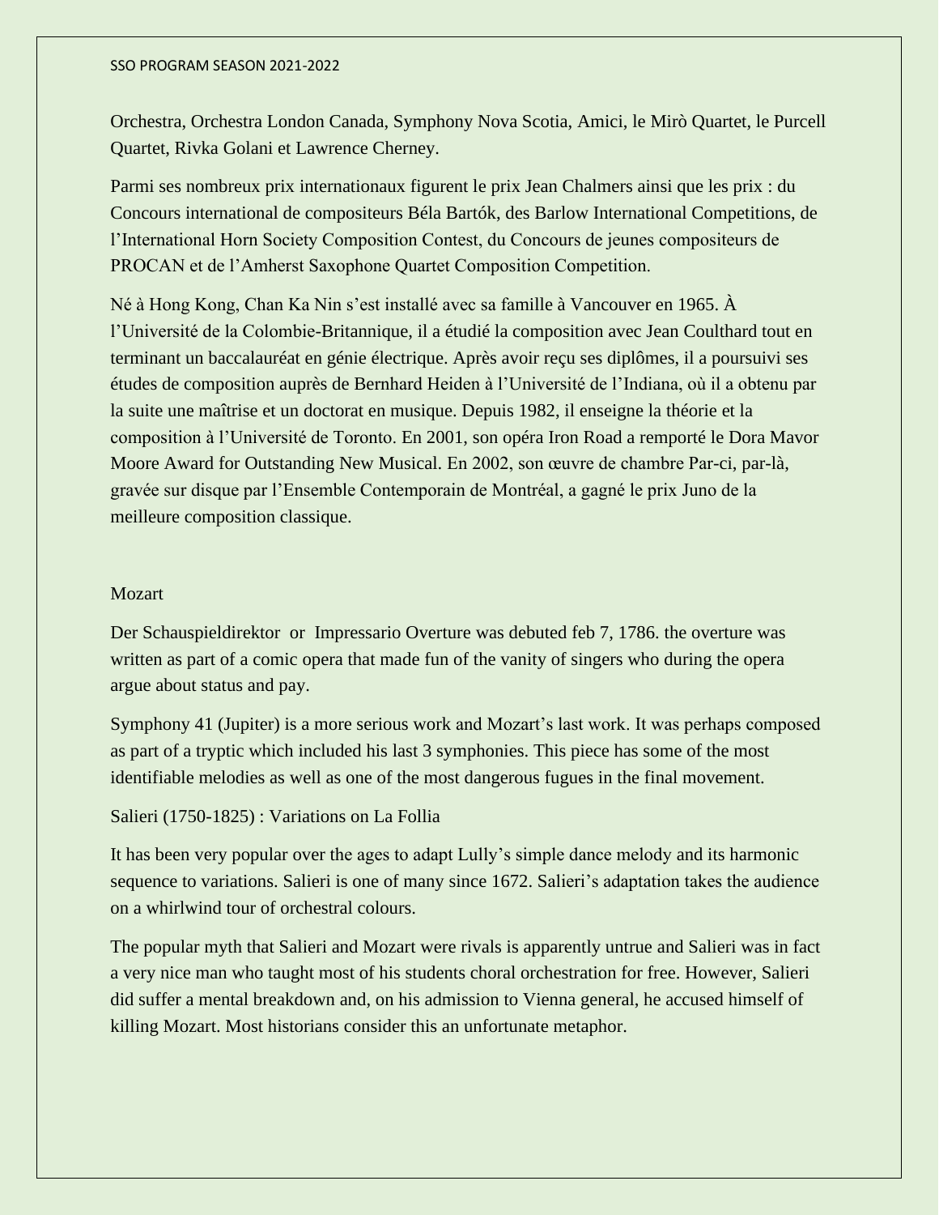Orchestra, Orchestra London Canada, Symphony Nova Scotia, Amici, le Mirò Quartet, le Purcell Quartet, Rivka Golani et Lawrence Cherney.

Parmi ses nombreux prix internationaux figurent le prix Jean Chalmers ainsi que les prix : du Concours international de compositeurs Béla Bartók, des Barlow International Competitions, de l'International Horn Society Composition Contest, du Concours de jeunes compositeurs de PROCAN et de l'Amherst Saxophone Quartet Composition Competition.

Né à Hong Kong, Chan Ka Nin s'est installé avec sa famille à Vancouver en 1965. À l'Université de la Colombie-Britannique, il a étudié la composition avec Jean Coulthard tout en terminant un baccalauréat en génie électrique. Après avoir reçu ses diplômes, il a poursuivi ses études de composition auprès de Bernhard Heiden à l'Université de l'Indiana, où il a obtenu par la suite une maîtrise et un doctorat en musique. Depuis 1982, il enseigne la théorie et la composition à l'Université de Toronto. En 2001, son opéra Iron Road a remporté le Dora Mavor Moore Award for Outstanding New Musical. En 2002, son œuvre de chambre Par-ci, par-là, gravée sur disque par l'Ensemble Contemporain de Montréal, a gagné le prix Juno de la meilleure composition classique.

## Mozart

Der Schauspieldirektor or Impressario Overture was debuted feb 7, 1786. the overture was written as part of a comic opera that made fun of the vanity of singers who during the opera argue about status and pay.

Symphony 41 (Jupiter) is a more serious work and Mozart's last work. It was perhaps composed as part of a tryptic which included his last 3 symphonies. This piece has some of the most identifiable melodies as well as one of the most dangerous fugues in the final movement.

## Salieri (1750-1825) : Variations on La Follia

It has been very popular over the ages to adapt Lully's simple dance melody and its harmonic sequence to variations. Salieri is one of many since 1672. Salieri's adaptation takes the audience on a whirlwind tour of orchestral colours.

The popular myth that Salieri and Mozart were rivals is apparently untrue and Salieri was in fact a very nice man who taught most of his students choral orchestration for free. However, Salieri did suffer a mental breakdown and, on his admission to Vienna general, he accused himself of killing Mozart. Most historians consider this an unfortunate metaphor.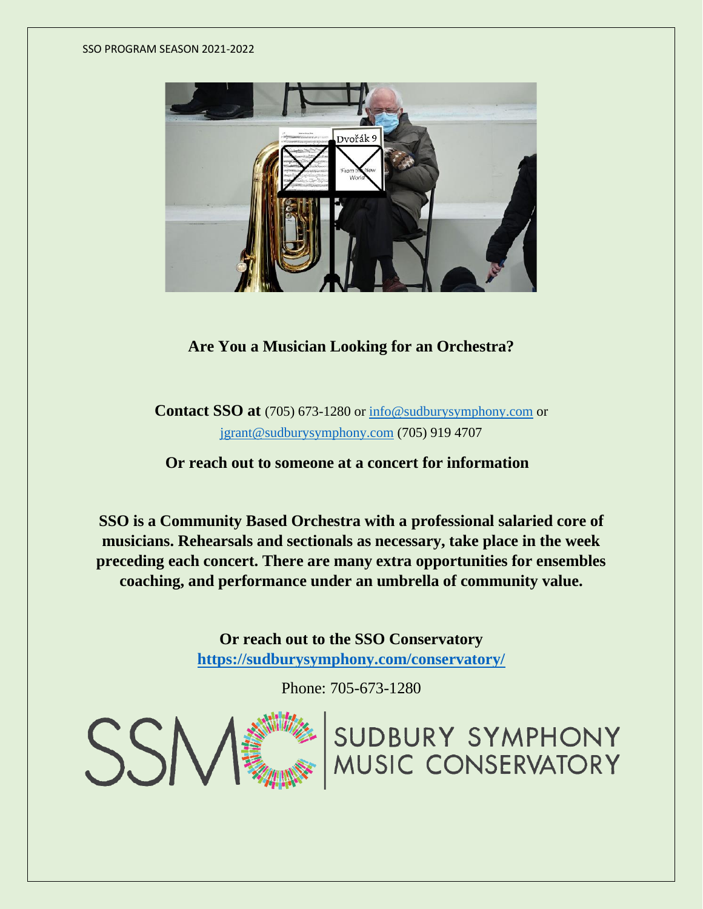**Are You a Musician Looking for an Orchestra?**

**Contact SSO at** (705) 673-1280 or info@sudburysymphony.com or jgrant@sudburysymphony.com (705) 919 4707

**Or reach out to someone at a concert for information**

**SSO is a Community Based Orchestra with a professional salaried core of musicians. Rehearsals and sectionals as necessary, take place in the week preceding each concert. There are many extra opportunities for ensembles coaching, and performance under an umbrella of community value.**

**Or reach out to the SSO Conservatory**
**https://sudburysymphony.com/conservatory/**

Phone: 705-673-1280

SSM | SUDBURY SYMPHONY MUSIC CONSERVATORY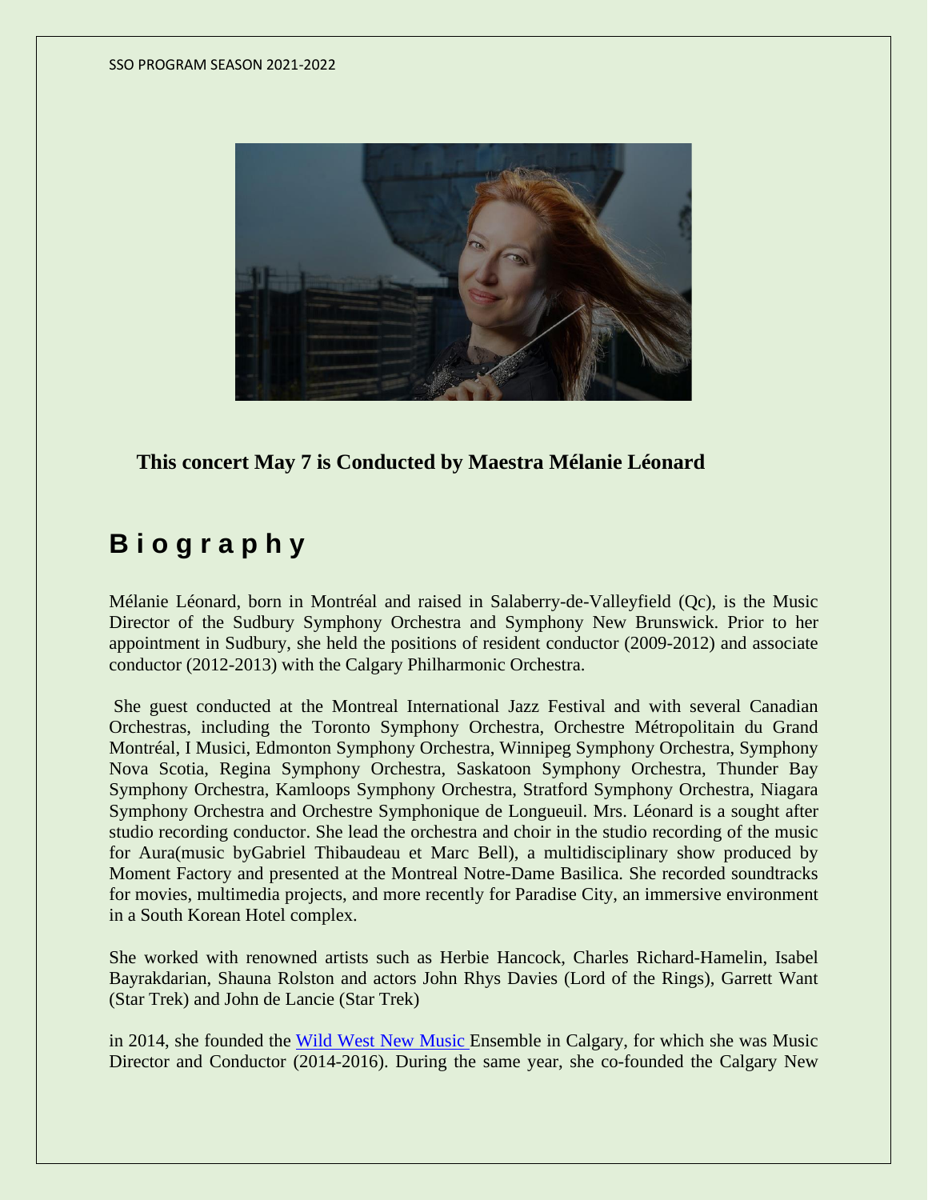**This concert May 7 is Conducted by Maestra Mélanie Léonard**

## B i o g r a p h y

Mélanie Léonard, born in Montréal and raised in Salaberry-de-Valleyfield (Qc), is the Music Director of the Sudbury Symphony Orchestra and Symphony New Brunswick. Prior to her appointment in Sudbury, she held the positions of resident conductor (2009-2012) and associate conductor (2012-2013) with the Calgary Philharmonic Orchestra.

She guest conducted at the Montreal International Jazz Festival and with several Canadian Orchestras, including the Toronto Symphony Orchestra, Orchestre Métropolitain du Grand Montréal, I Musici, Edmonton Symphony Orchestra, Winnipeg Symphony Orchestra, Symphony Nova Scotia, Regina Symphony Orchestra, Saskatoon Symphony Orchestra, Thunder Bay Symphony Orchestra, Kamloops Symphony Orchestra, Stratford Symphony Orchestra, Niagara Symphony Orchestra and Orchestre Symphonique de Longueuil. Mrs. Léonard is a sought after studio recording conductor. She lead the orchestra and choir in the studio recording of the music for Aura(music byGabriel Thibaudeau et Marc Bell), a multidisciplinary show produced by Moment Factory and presented at the Montreal Notre-Dame Basilica. She recorded soundtracks for movies, multimedia projects, and more recently for Paradise City, an immersive environment in a South Korean Hotel complex.

She worked with renowned artists such as Herbie Hancock, Charles Richard-Hamelin, Isabel Bayrakdarian, Shauna Rolston and actors John Rhys Davies (Lord of the Rings), Garrett Want (Star Trek) and John de Lancie (Star Trek)

in 2014, she founded the Wild West New Music Ensemble in Calgary, for which she was Music Director and Conductor (2014-2016). During the same year, she co-founded the Calgary New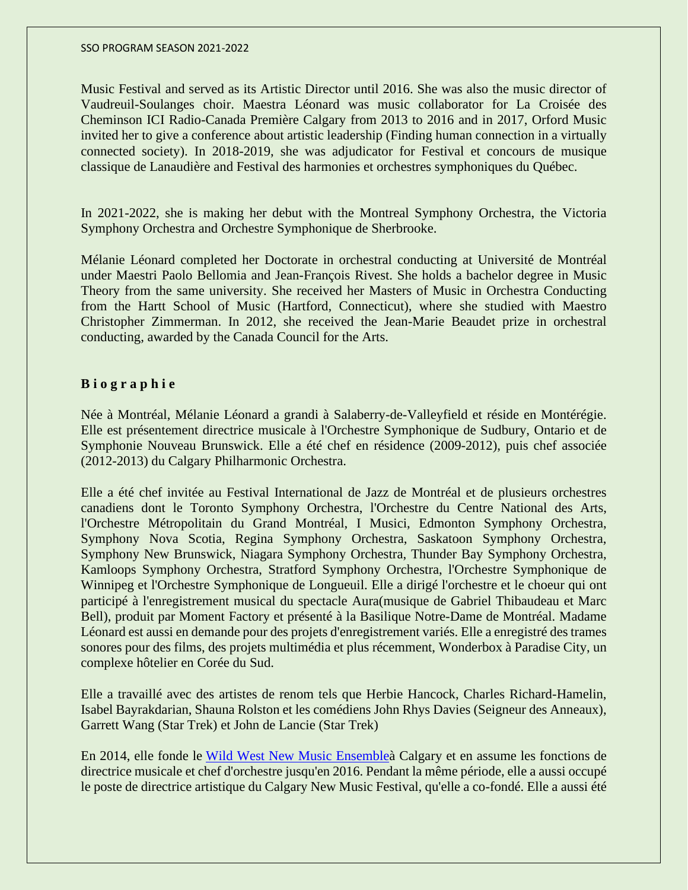Music Festival and served as its Artistic Director until 2016. She was also the music director of Vaudreuil-Soulanges choir. Maestra Léonard was music collaborator for La Croisée des Cheminson ICI Radio-Canada Première Calgary from 2013 to 2016 and in 2017, Orford Music invited her to give a conference about artistic leadership (Finding human connection in a virtually connected society). In 2018-2019, she was adjudicator for Festival et concours de musique classique de Lanaudière and Festival des harmonies et orchestres symphoniques du Québec.

In 2021-2022, she is making her debut with the Montreal Symphony Orchestra, the Victoria Symphony Orchestra and Orchestre Symphonique de Sherbrooke.

Mélanie Léonard completed her Doctorate in orchestral conducting at Université de Montréal under Maestri Paolo Bellomia and Jean-François Rivest. She holds a bachelor degree in Music Theory from the same university. She received her Masters of Music in Orchestra Conducting from the Hartt School of Music (Hartford, Connecticut), where she studied with Maestro Christopher Zimmerman. In 2012, she received the Jean-Marie Beaudet prize in orchestral conducting, awarded by the Canada Council for the Arts.

**B i o g r a p h i e**

Née à Montréal, Mélanie Léonard a grandi à Salaberry-de-Valleyfield et réside en Montérégie. Elle est présentement directrice musicale à l'Orchestre Symphonique de Sudbury, Ontario et de Symphonie Nouveau Brunswick. Elle a été chef en résidence (2009-2012), puis chef associée (2012-2013) du Calgary Philharmonic Orchestra.

Elle a été chef invitée au Festival International de Jazz de Montréal et de plusieurs orchestres canadiens dont le Toronto Symphony Orchestra, l'Orchestre du Centre National des Arts, l'Orchestre Métropolitain du Grand Montréal, I Musici, Edmonton Symphony Orchestra, Symphony Nova Scotia, Regina Symphony Orchestra, Saskatoon Symphony Orchestra, Symphony New Brunswick, Niagara Symphony Orchestra, Thunder Bay Symphony Orchestra, Kamloops Symphony Orchestra, Stratford Symphony Orchestra, l'Orchestre Symphonique de Winnipeg et l'Orchestre Symphonique de Longueuil. Elle a dirigé l'orchestre et le choeur qui ont participé à l'enregistrement musical du spectacle Aura(musique de Gabriel Thibaudeau et Marc Bell), produit par Moment Factory et présenté à la Basilique Notre-Dame de Montréal. Madame Léonard est aussi en demande pour des projets d'enregistrement variés. Elle a enregistré des trames sonores pour des films, des projets multimédia et plus récemment, Wonderbox à Paradise City, un complexe hôtelier en Corée du Sud.

Elle a travaillé avec des artistes de renom tels que Herbie Hancock, Charles Richard-Hamelin, Isabel Bayrakdarian, Shauna Rolston et les comédiens John Rhys Davies (Seigneur des Anneaux), Garrett Wang (Star Trek) et John de Lancie (Star Trek)

En 2014, elle fonde le Wild West New Music Ensembleà Calgary et en assume les fonctions de directrice musicale et chef d'orchestre jusqu'en 2016. Pendant la même période, elle a aussi occupé le poste de directrice artistique du Calgary New Music Festival, qu'elle a co-fondé. Elle a aussi été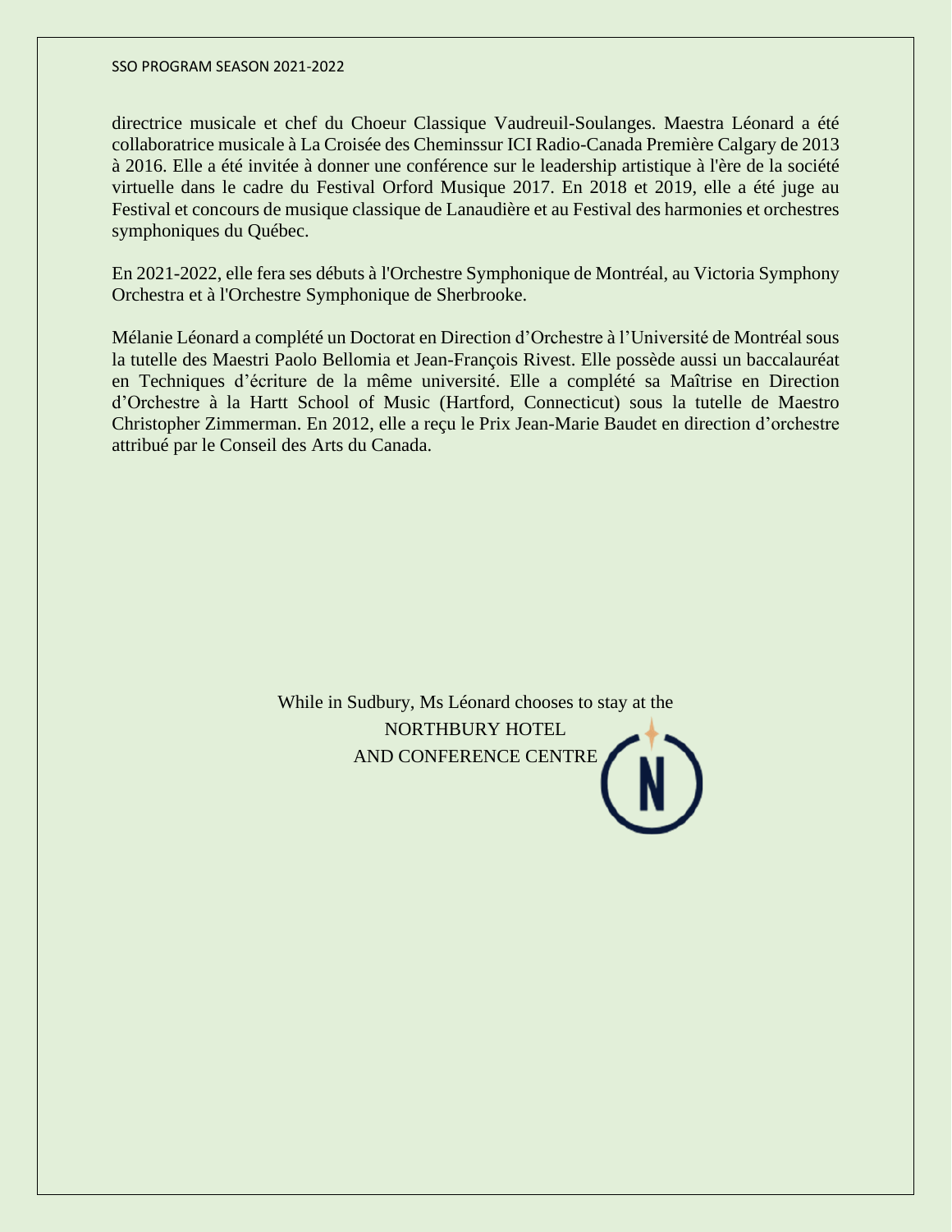directrice musicale et chef du Choeur Classique Vaudreuil-Soulanges. Maestra Léonard a été collaboratrice musicale à La Croisée des Cheminssur ICI Radio-Canada Première Calgary de 2013 à 2016. Elle a été invitée à donner une conférence sur le leadership artistique à l'ère de la société virtuelle dans le cadre du Festival Orford Musique 2017. En 2018 et 2019, elle a été juge au Festival et concours de musique classique de Lanaudière et au Festival des harmonies et orchestres symphoniques du Québec.

En 2021-2022, elle fera ses débuts à l'Orchestre Symphonique de Montréal, au Victoria Symphony Orchestra et à l'Orchestre Symphonique de Sherbrooke.

Mélanie Léonard a complété un Doctorat en Direction d'Orchestre à l'Université de Montréal sous la tutelle des Maestri Paolo Bellomia et Jean-François Rivest. Elle possède aussi un baccalauréat en Techniques d'écriture de la même université. Elle a complété sa Maîtrise en Direction d'Orchestre à la Hartt School of Music (Hartford, Connecticut) sous la tutelle de Maestro Christopher Zimmerman. En 2012, elle a reçu le Prix Jean-Marie Baudet en direction d'orchestre attribué par le Conseil des Arts du Canada.

While in Sudbury, Ms Léonard chooses to stay at the
NORTHBURY HOTEL
AND CONFERENCE CENTRE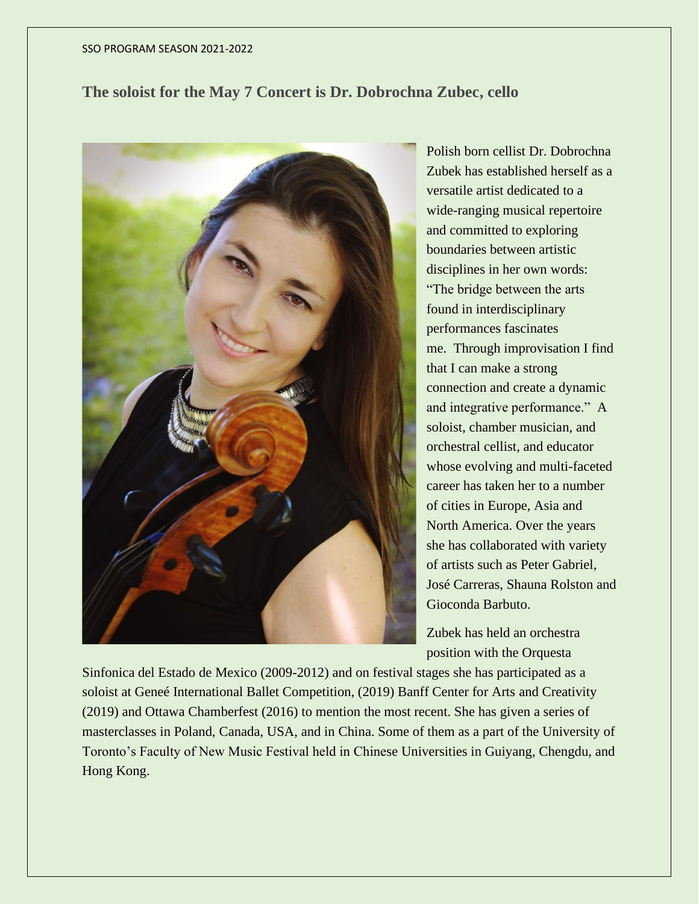## The soloist for the May 7 Concert is Dr. Dobrochna Zubec, cello

Polish born cellist Dr. Dobrochna Zubek has established herself as a versatile artist dedicated to a wide-ranging musical repertoire and committed to exploring boundaries between artistic disciplines in her own words: "The bridge between the arts found in interdisciplinary performances fascinates me. Through improvisation I find that I can make a strong connection and create a dynamic and integrative performance." A soloist, chamber musician, and orchestral cellist, and educator whose evolving and multi-faceted career has taken her to a number of cities in Europe, Asia and North America. Over the years she has collaborated with variety of artists such as Peter Gabriel, José Carreras, Shauna Rolston and Gioconda Barbuto.

Zubek has held an orchestra position with the Orquesta Sinfonica del Estado de Mexico (2009-2012) and on festival stages she has participated as a soloist at Geneé International Ballet Competition, (2019) Banff Center for Arts and Creativity (2019) and Ottawa Chamberfest (2016) to mention the most recent. She has given a series of masterclasses in Poland, Canada, USA, and in China. Some of them as a part of the University of Toronto's Faculty of New Music Festival held in Chinese Universities in Guiyang, Chengdu, and Hong Kong.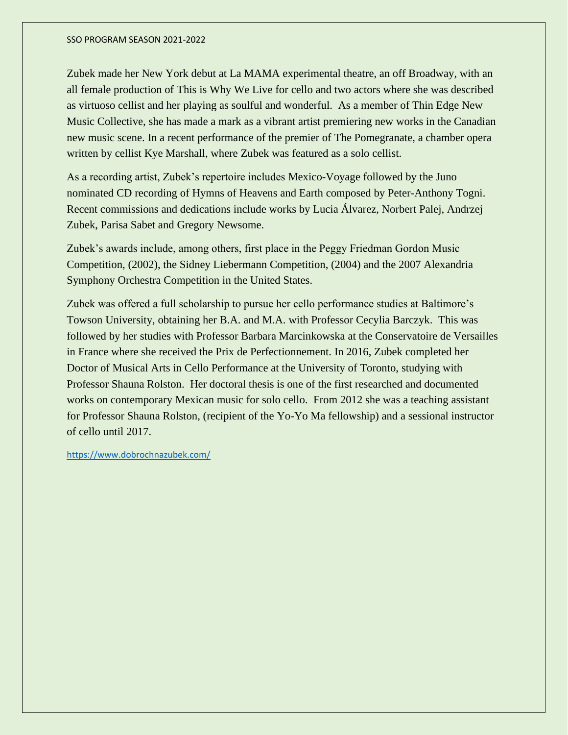Zubek made her New York debut at La MAMA experimental theatre, an off Broadway, with an all female production of This is Why We Live for cello and two actors where she was described as virtuoso cellist and her playing as soulful and wonderful. As a member of Thin Edge New Music Collective, she has made a mark as a vibrant artist premiering new works in the Canadian new music scene. In a recent performance of the premier of The Pomegranate, a chamber opera written by cellist Kye Marshall, where Zubek was featured as a solo cellist.

As a recording artist, Zubek's repertoire includes Mexico-Voyage followed by the Juno nominated CD recording of Hymns of Heavens and Earth composed by Peter-Anthony Togni. Recent commissions and dedications include works by Lucia Álvarez, Norbert Palej, Andrzej Zubek, Parisa Sabet and Gregory Newsome.

Zubek's awards include, among others, first place in the Peggy Friedman Gordon Music Competition, (2002), the Sidney Liebermann Competition, (2004) and the 2007 Alexandria Symphony Orchestra Competition in the United States.

Zubek was offered a full scholarship to pursue her cello performance studies at Baltimore's Towson University, obtaining her B.A. and M.A. with Professor Cecylia Barczyk. This was followed by her studies with Professor Barbara Marcinkowska at the Conservatoire de Versailles in France where she received the Prix de Perfectionnement. In 2016, Zubek completed her Doctor of Musical Arts in Cello Performance at the University of Toronto, studying with Professor Shauna Rolston. Her doctoral thesis is one of the first researched and documented works on contemporary Mexican music for solo cello. From 2012 she was a teaching assistant for Professor Shauna Rolston, (recipient of the Yo-Yo Ma fellowship) and a sessional instructor of cello until 2017.

https://www.dobrochnazubek.com/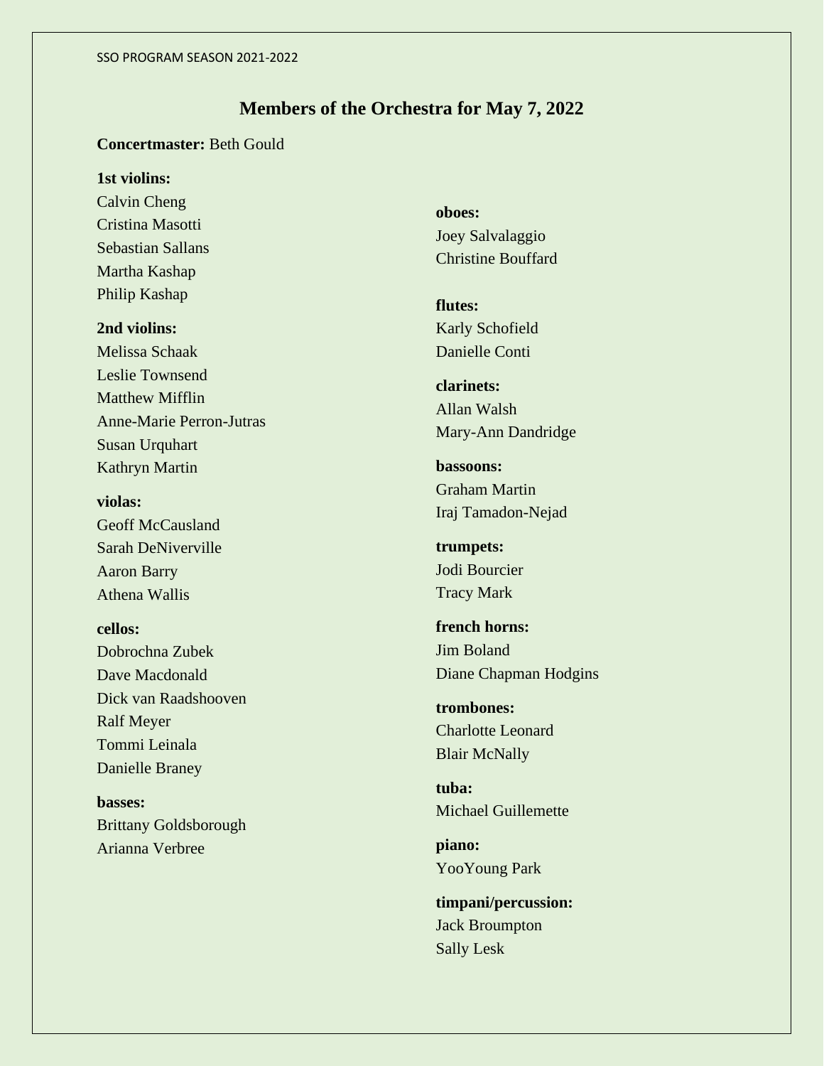## Members of the Orchestra for May 7, 2022

**Concertmaster:** Beth Gould

**1st violins:**
Calvin Cheng
Cristina Masotti
Sebastian Sallans
Martha Kashap
Philip Kashap

**2nd violins:**
Melissa Schaak
Leslie Townsend
Matthew Mifflin
Anne-Marie Perron-Jutras
Susan Urquhart
Kathryn Martin

**violas:**
Geoff McCausland
Sarah DeNiverville
Aaron Barry
Athena Wallis

**cellos:**
Dobrochna Zubek
Dave Macdonald
Dick van Raadshooven
Ralf Meyer
Tommi Leinala
Danielle Braney

**basses:**
Brittany Goldsborough
Arianna Verbree

**oboes:**
Joey Salvalaggio
Christine Bouffard

**flutes:**
Karly Schofield
Danielle Conti

**clarinets:**
Allan Walsh
Mary-Ann Dandridge

**bassoons:**
Graham Martin
Iraj Tamadon-Nejad

**trumpets:**
Jodi Bourcier
Tracy Mark

**french horns:**
Jim Boland
Diane Chapman Hodgins

**trombones:**
Charlotte Leonard
Blair McNally

**tuba:**
Michael Guillemette

**piano:**
YooYoung Park

**timpani/percussion:**
Jack Broumpton
Sally Lesk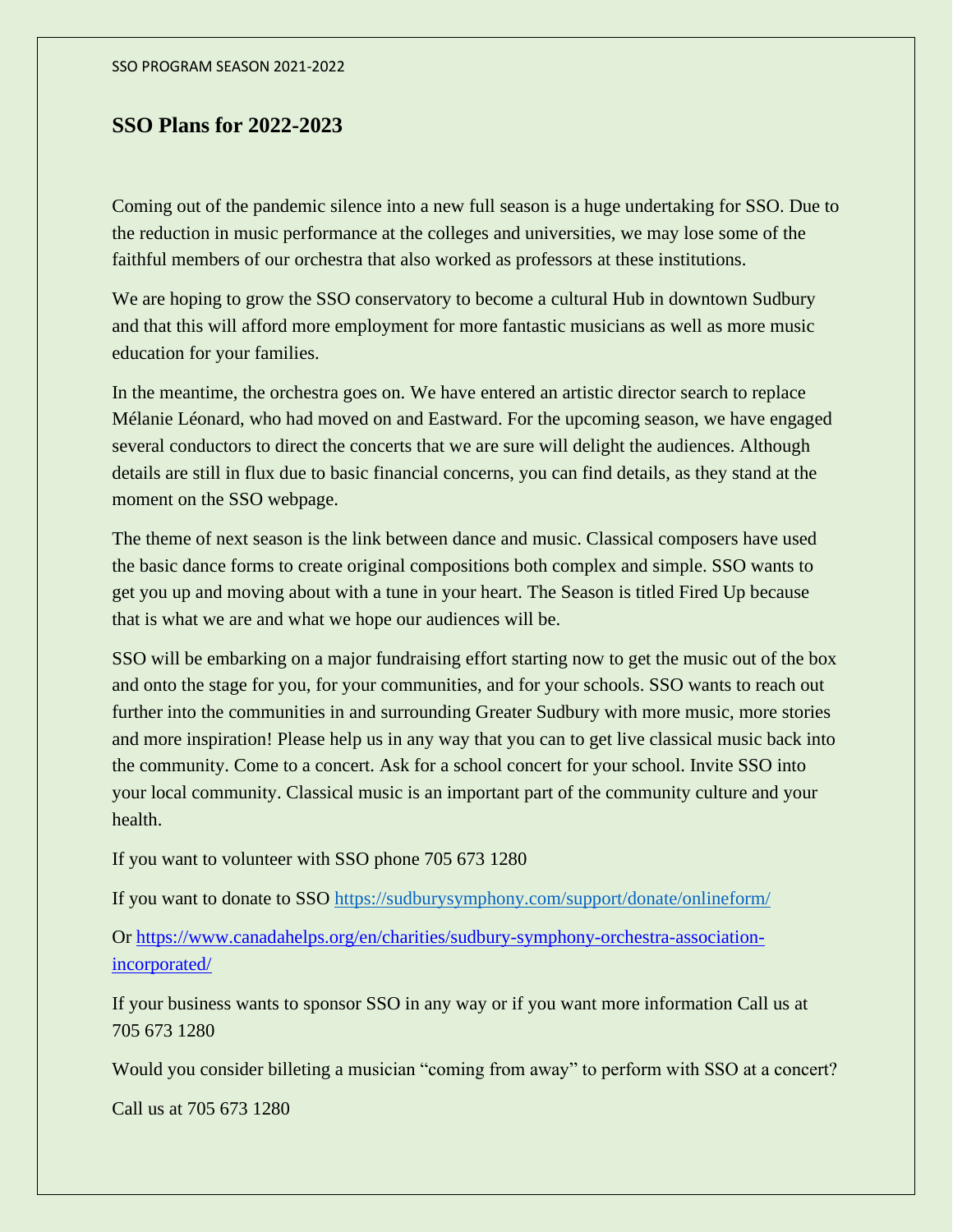## SSO Plans for 2022-2023

Coming out of the pandemic silence into a new full season is a huge undertaking for SSO. Due to the reduction in music performance at the colleges and universities, we may lose some of the faithful members of our orchestra that also worked as professors at these institutions.

We are hoping to grow the SSO conservatory to become a cultural Hub in downtown Sudbury and that this will afford more employment for more fantastic musicians as well as more music education for your families.

In the meantime, the orchestra goes on. We have entered an artistic director search to replace Mélanie Léonard, who had moved on and Eastward. For the upcoming season, we have engaged several conductors to direct the concerts that we are sure will delight the audiences. Although details are still in flux due to basic financial concerns, you can find details, as they stand at the moment on the SSO webpage.

The theme of next season is the link between dance and music. Classical composers have used the basic dance forms to create original compositions both complex and simple. SSO wants to get you up and moving about with a tune in your heart. The Season is titled Fired Up because that is what we are and what we hope our audiences will be.

SSO will be embarking on a major fundraising effort starting now to get the music out of the box and onto the stage for you, for your communities, and for your schools. SSO wants to reach out further into the communities in and surrounding Greater Sudbury with more music, more stories and more inspiration! Please help us in any way that you can to get live classical music back into the community. Come to a concert. Ask for a school concert for your school. Invite SSO into your local community. Classical music is an important part of the community culture and your health.

If you want to volunteer with SSO phone 705 673 1280

If you want to donate to SSO https://sudburysymphony.com/support/donate/onlineform/

Or https://www.canadahelps.org/en/charities/sudbury-symphony-orchestra-association-incorporated/

If your business wants to sponsor SSO in any way or if you want more information Call us at 705 673 1280

Would you consider billeting a musician "coming from away" to perform with SSO at a concert?

Call us at 705 673 1280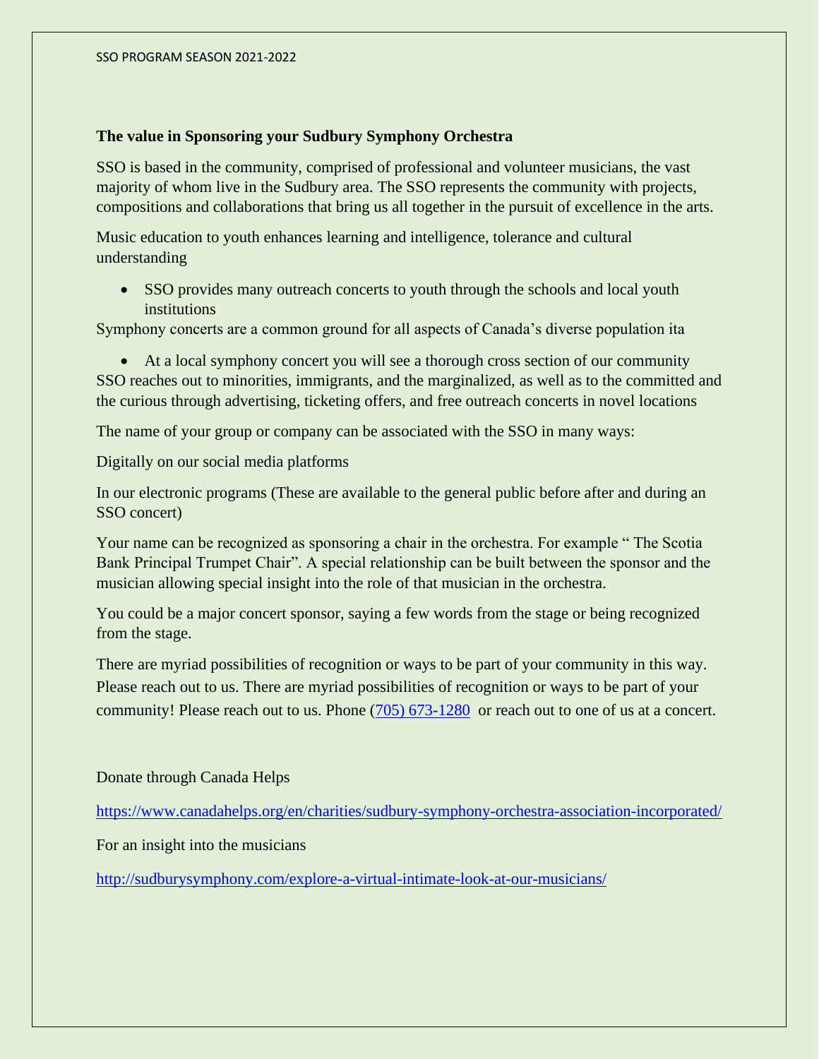**The value in Sponsoring your Sudbury Symphony Orchestra**

SSO is based in the community, comprised of professional and volunteer musicians, the vast majority of whom live in the Sudbury area. The SSO represents the community with projects, compositions and collaborations that bring us all together in the pursuit of excellence in the arts.

Music education to youth enhances learning and intelligence, tolerance and cultural understanding

- SSO provides many outreach concerts to youth through the schools and local youth institutions

Symphony concerts are a common ground for all aspects of Canada's diverse population ita

- At a local symphony concert you will see a thorough cross section of our community

SSO reaches out to minorities, immigrants, and the marginalized, as well as to the committed and the curious through advertising, ticketing offers, and free outreach concerts in novel locations

The name of your group or company can be associated with the SSO in many ways:

Digitally on our social media platforms

In our electronic programs (These are available to the general public before after and during an SSO concert)

Your name can be recognized as sponsoring a chair in the orchestra. For example " The Scotia Bank Principal Trumpet Chair". A special relationship can be built between the sponsor and the musician allowing special insight into the role of that musician in the orchestra.

You could be a major concert sponsor, saying a few words from the stage or being recognized from the stage.

There are myriad possibilities of recognition or ways to be part of your community in this way. Please reach out to us. There are myriad possibilities of recognition or ways to be part of your community! Please reach out to us. Phone (705) 673-1280 or reach out to one of us at a concert.

Donate through Canada Helps

https://www.canadahelps.org/en/charities/sudbury-symphony-orchestra-association-incorporated/

For an insight into the musicians

http://sudburysymphony.com/explore-a-virtual-intimate-look-at-our-musicians/